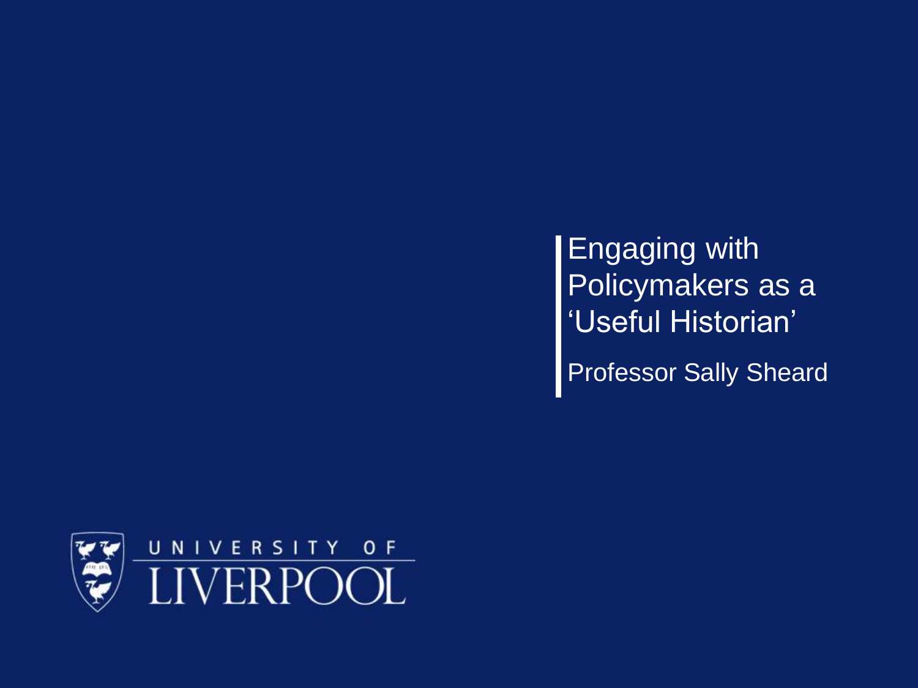# Engaging with Policymakers as a 'Useful Historian'

Professor Sally Sheard

UNIVERSITY OF LIVERPOOL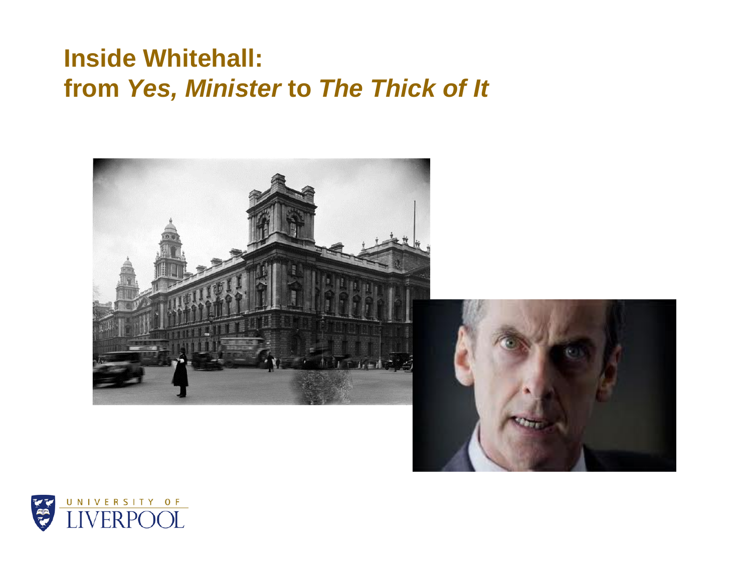# Inside Whitehall:
# from *Yes, Minister* to *The Thick of It*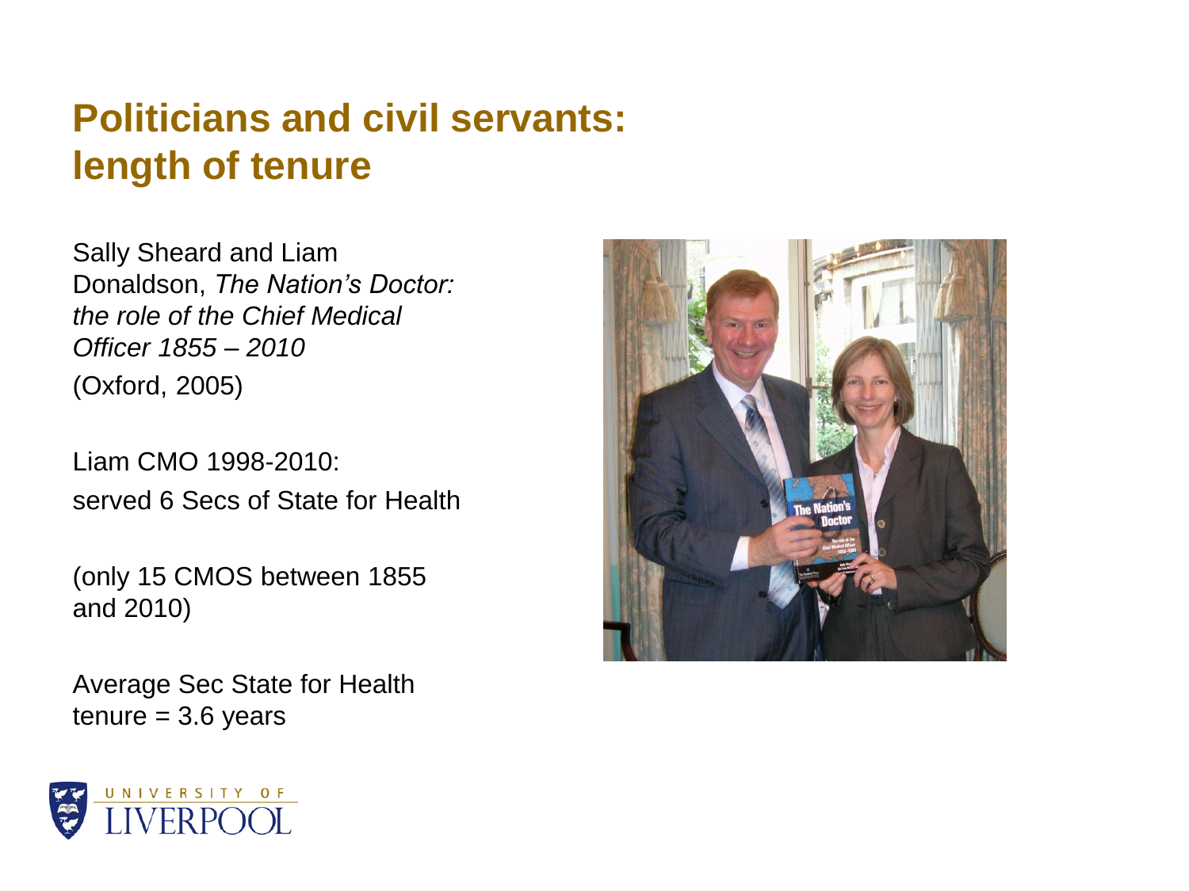## Politicians and civil servants: length of tenure

Sally Sheard and Liam Donaldson, *The Nation's Doctor: the role of the Chief Medical Officer 1855 – 2010* (Oxford, 2005)

Liam CMO 1998-2010:
served 6 Secs of State for Health

(only 15 CMOS between 1855 and 2010)

Average Sec State for Health tenure = 3.6 years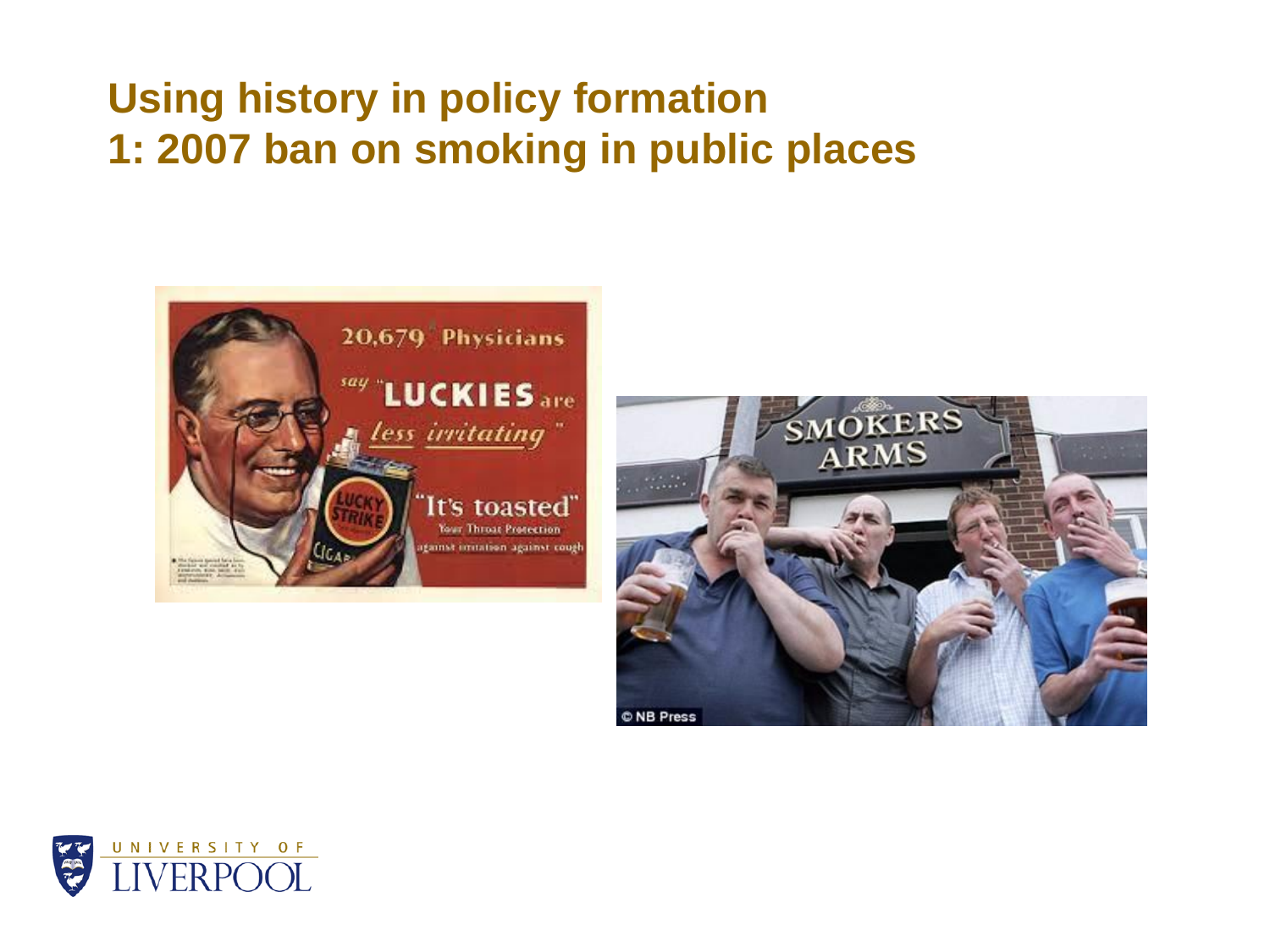# Using history in policy formation
## 1: 2007 ban on smoking in public places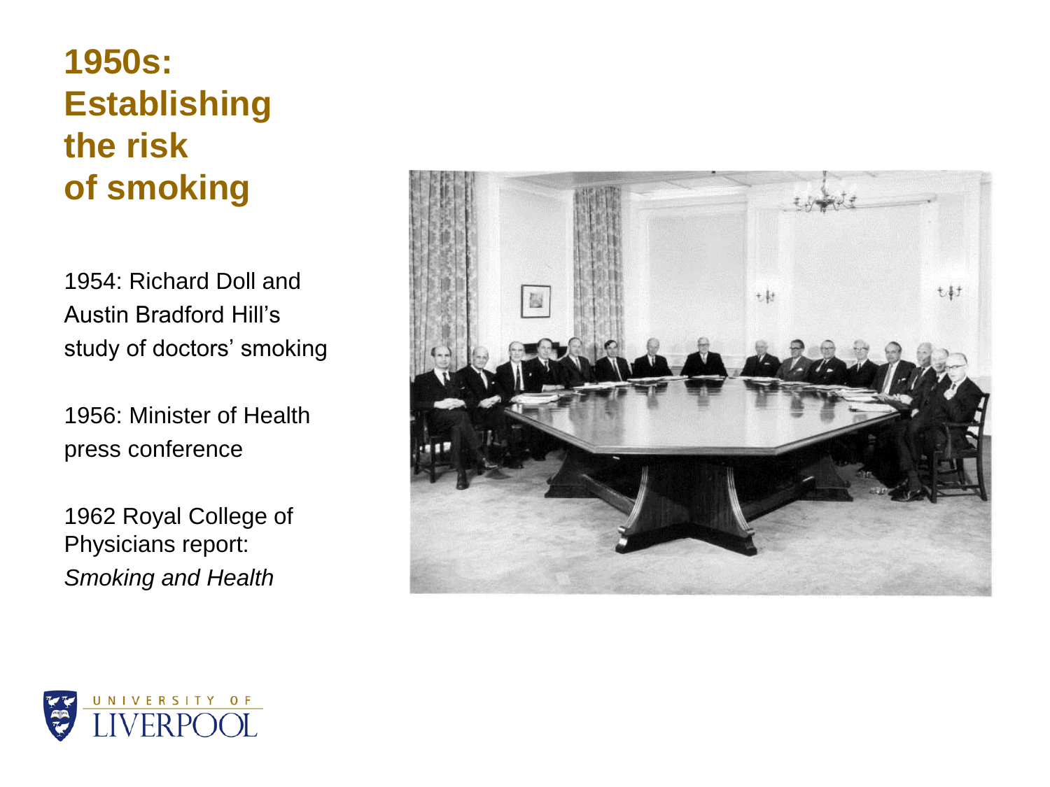# 1950s: Establishing the risk of smoking

1954: Richard Doll and Austin Bradford Hill's study of doctors' smoking

1956: Minister of Health press conference

1962 Royal College of Physicians report: *Smoking and Health*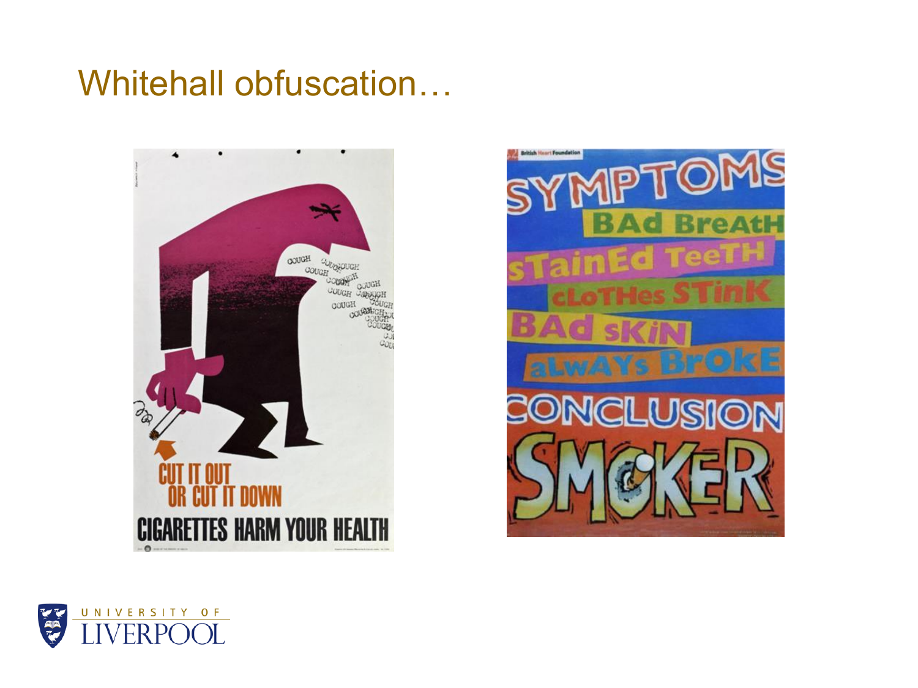# Whitehall obfuscation…

CUT IT OUT
OR CUT IT DOWN
CIGARETTES HARM YOUR HEALTH

SYMPTOMS
BAd BreAtH
sTainEd TeeTH
cLoTHes STinK
BAd sKiN
aLwAYs BrOkE
CONCLUSION
SMOKER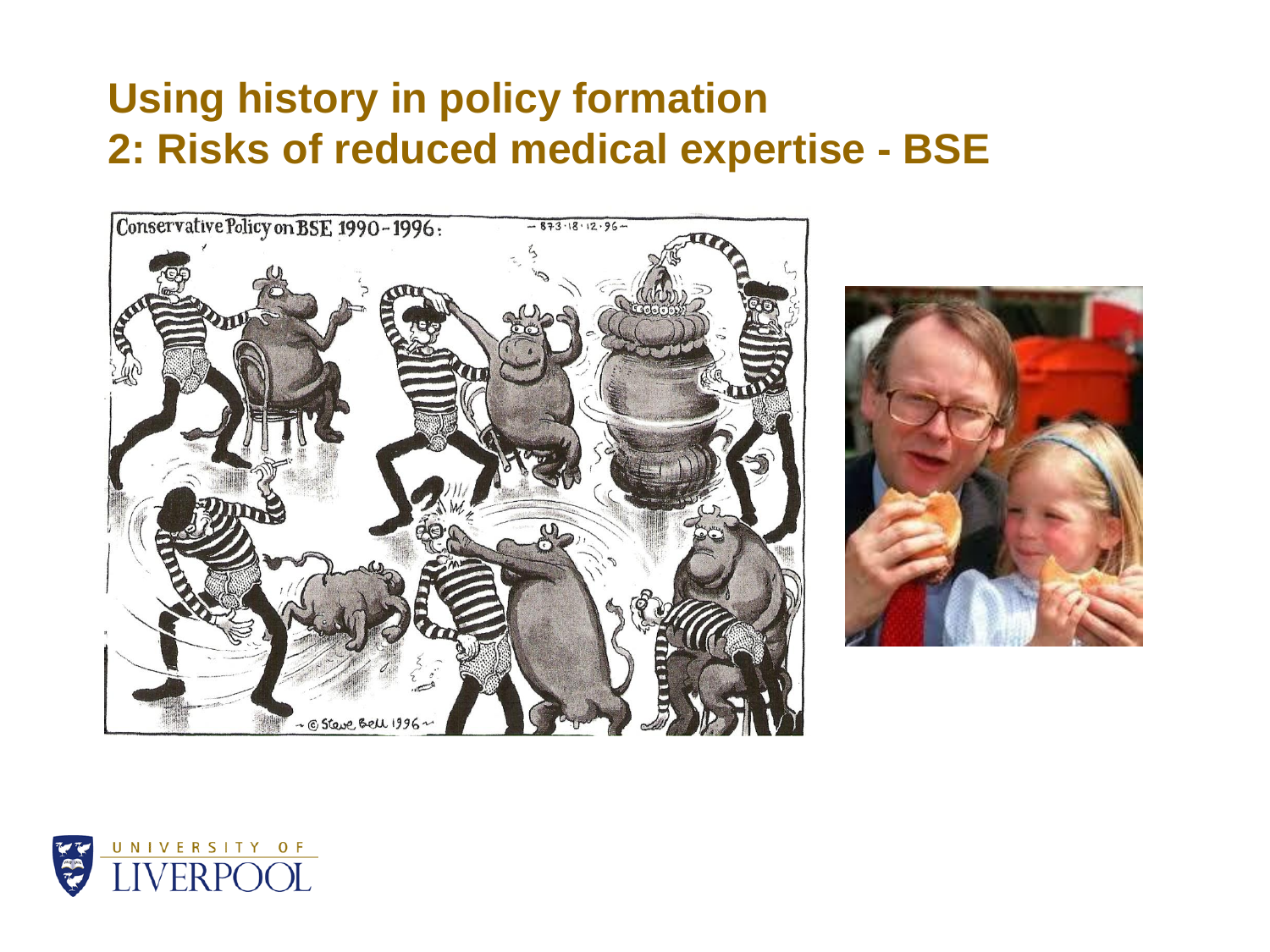# Using history in policy formation
## 2: Risks of reduced medical expertise - BSE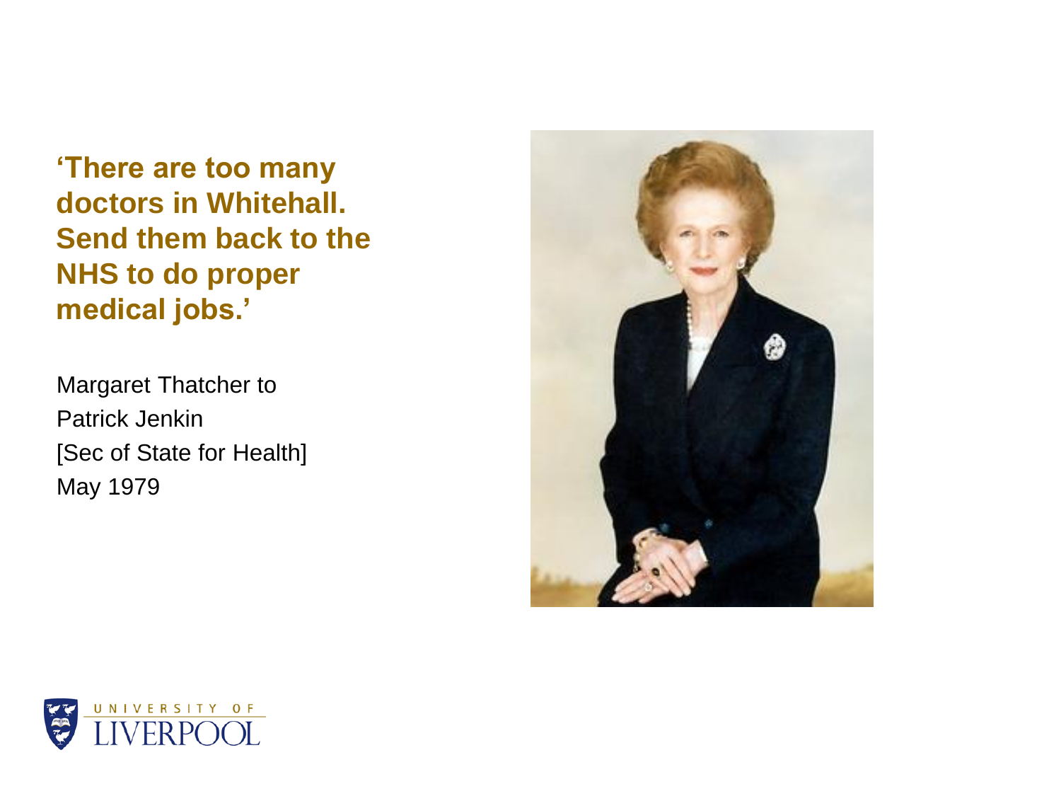**'There are too many doctors in Whitehall. Send them back to the NHS to do proper medical jobs.'**

Margaret Thatcher to
Patrick Jenkin
[Sec of State for Health]
May 1979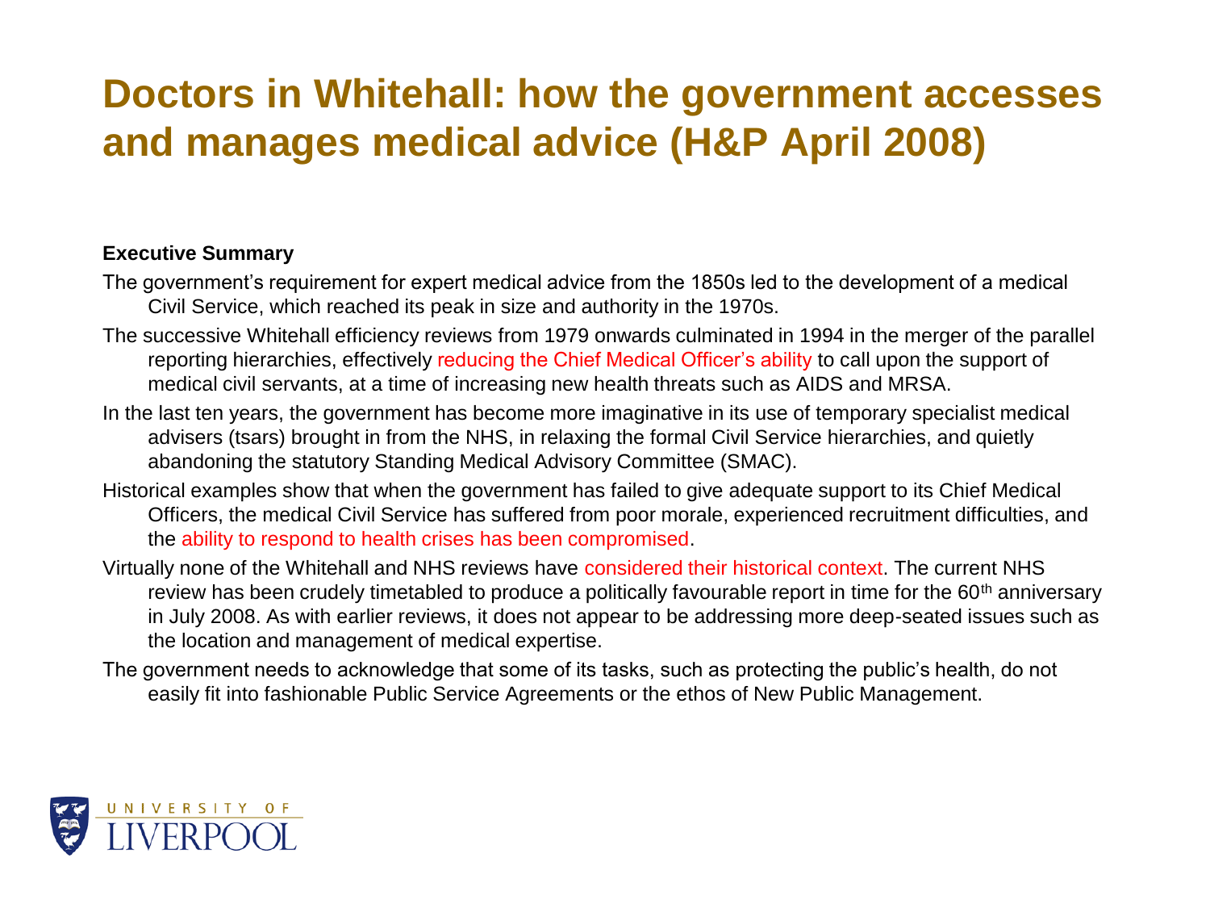# Doctors in Whitehall: how the government accesses and manages medical advice (H&P April 2008)

**Executive Summary**

The government's requirement for expert medical advice from the 1850s led to the development of a medical Civil Service, which reached its peak in size and authority in the 1970s.

The successive Whitehall efficiency reviews from 1979 onwards culminated in 1994 in the merger of the parallel reporting hierarchies, effectively reducing the Chief Medical Officer's ability to call upon the support of medical civil servants, at a time of increasing new health threats such as AIDS and MRSA.

In the last ten years, the government has become more imaginative in its use of temporary specialist medical advisers (tsars) brought in from the NHS, in relaxing the formal Civil Service hierarchies, and quietly abandoning the statutory Standing Medical Advisory Committee (SMAC).

Historical examples show that when the government has failed to give adequate support to its Chief Medical Officers, the medical Civil Service has suffered from poor morale, experienced recruitment difficulties, and the ability to respond to health crises has been compromised.

Virtually none of the Whitehall and NHS reviews have considered their historical context. The current NHS review has been crudely timetabled to produce a politically favourable report in time for the 60th anniversary in July 2008. As with earlier reviews, it does not appear to be addressing more deep-seated issues such as the location and management of medical expertise.

The government needs to acknowledge that some of its tasks, such as protecting the public's health, do not easily fit into fashionable Public Service Agreements or the ethos of New Public Management.

UNIVERSITY OF LIVERPOOL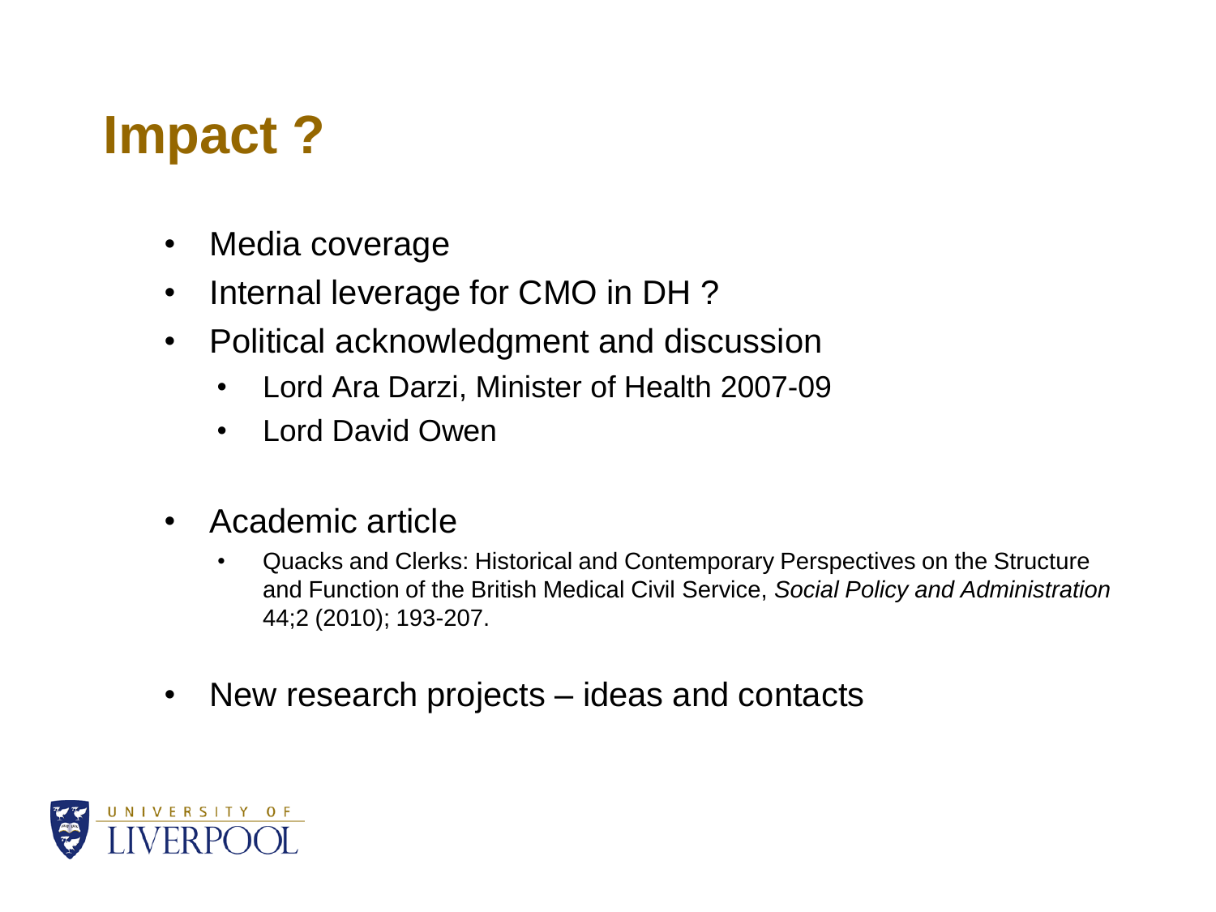# Impact ?

- Media coverage
- Internal leverage for CMO in DH ?
- Political acknowledgment and discussion
  - Lord Ara Darzi, Minister of Health 2007-09
  - Lord David Owen
- Academic article
  - Quacks and Clerks: Historical and Contemporary Perspectives on the Structure and Function of the British Medical Civil Service, *Social Policy and Administration* 44;2 (2010); 193-207.
- New research projects – ideas and contacts

UNIVERSITY OF LIVERPOOL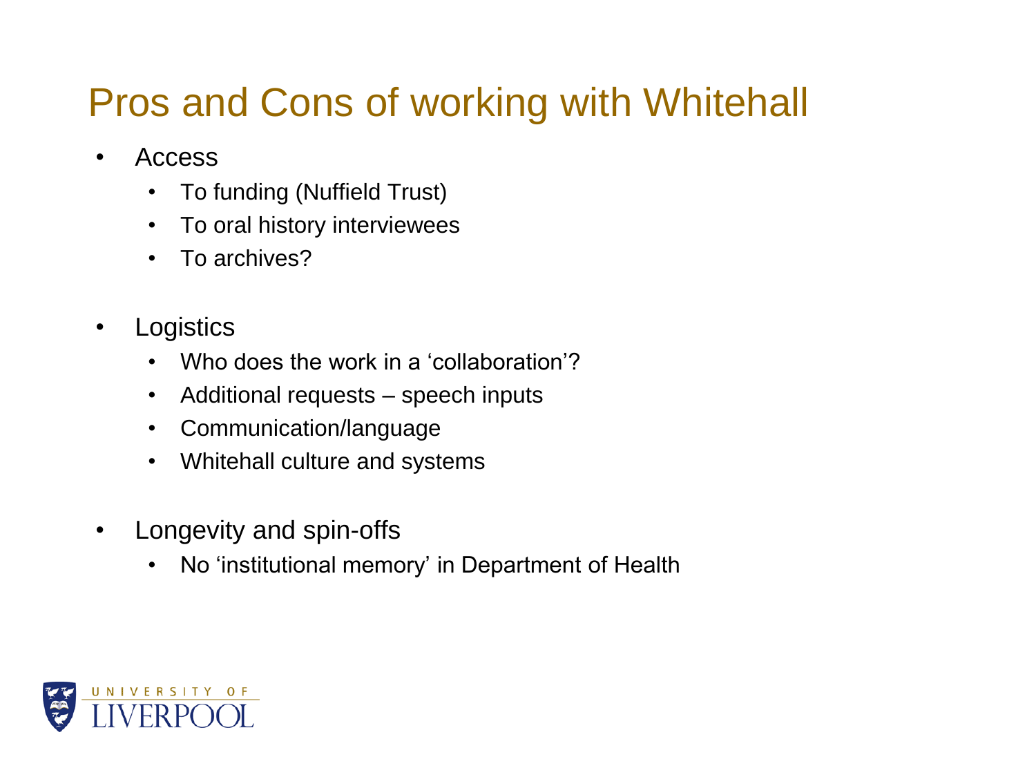# Pros and Cons of working with Whitehall

- Access
  - To funding (Nuffield Trust)
  - To oral history interviewees
  - To archives?
- Logistics
  - Who does the work in a ‘collaboration’?
  - Additional requests – speech inputs
  - Communication/language
  - Whitehall culture and systems
- Longevity and spin-offs
  - No ‘institutional memory’ in Department of Health

UNIVERSITY OF LIVERPOOL